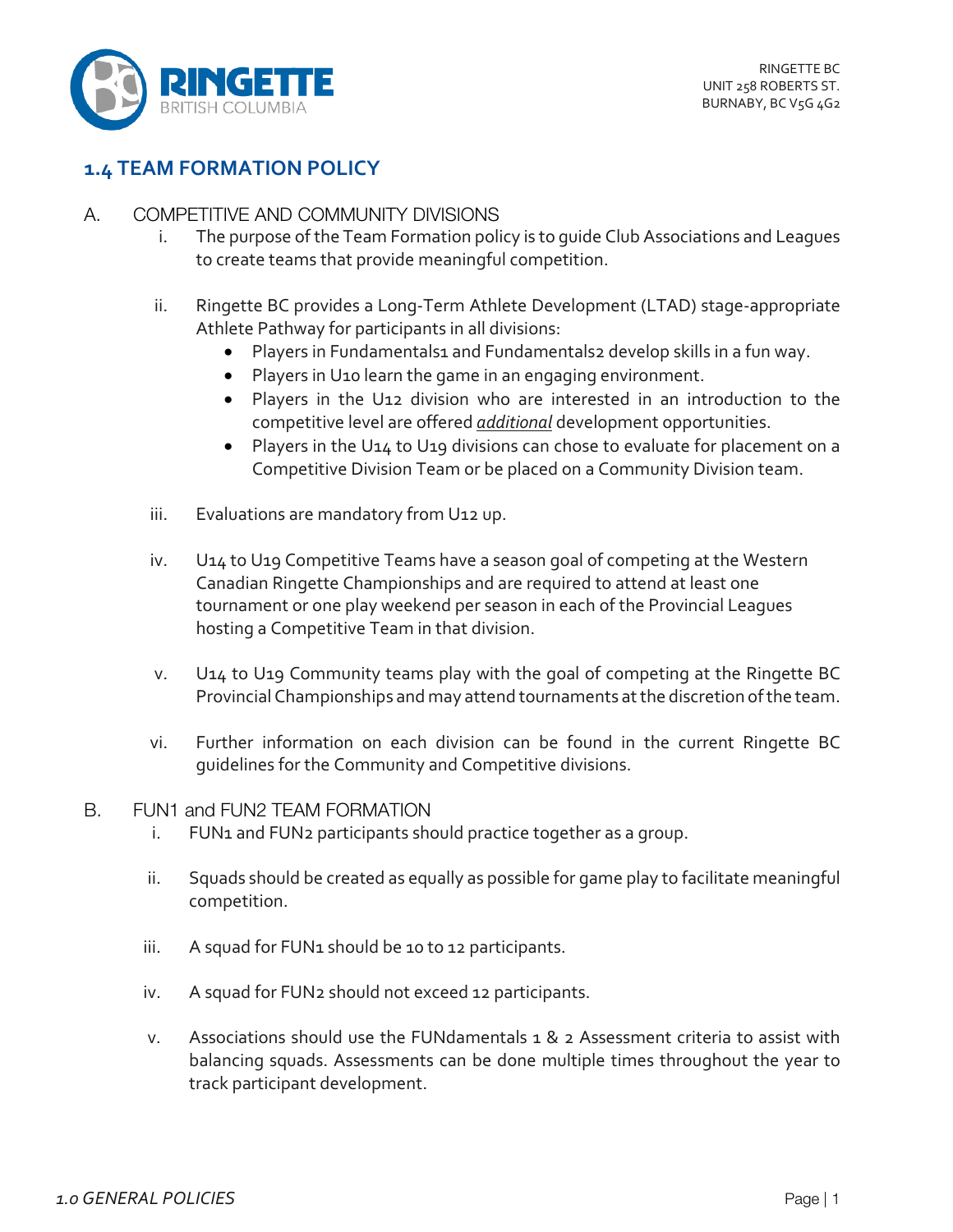RINGETTE BC
UNIT 258 ROBERTS ST.
BURNABY, BC V5G 4G2

## 1.4 TEAM FORMATION POLICY

A. COMPETITIVE AND COMMUNITY DIVISIONS

i. The purpose of the Team Formation policy is to guide Club Associations and Leagues to create teams that provide meaningful competition.

ii. Ringette BC provides a Long-Term Athlete Development (LTAD) stage-appropriate Athlete Pathway for participants in all divisions:

- Players in Fundamentals1 and Fundamentals2 develop skills in a fun way.
- Players in U10 learn the game in an engaging environment.
- Players in the U12 division who are interested in an introduction to the competitive level are offered ***additional*** development opportunities.
- Players in the U14 to U19 divisions can chose to evaluate for placement on a Competitive Division Team or be placed on a Community Division team.

iii. Evaluations are mandatory from U12 up.

iv. U14 to U19 Competitive Teams have a season goal of competing at the Western Canadian Ringette Championships and are required to attend at least one tournament or one play weekend per season in each of the Provincial Leagues hosting a Competitive Team in that division.

v. U14 to U19 Community teams play with the goal of competing at the Ringette BC Provincial Championships and may attend tournaments at the discretion of the team.

vi. Further information on each division can be found in the current Ringette BC guidelines for the Community and Competitive divisions.

B. FUN1 and FUN2 TEAM FORMATION

i. FUN1 and FUN2 participants should practice together as a group.

ii. Squads should be created as equally as possible for game play to facilitate meaningful competition.

iii. A squad for FUN1 should be 10 to 12 participants.

iv. A squad for FUN2 should not exceed 12 participants.

v. Associations should use the FUNdamentals 1 & 2 Assessment criteria to assist with balancing squads. Assessments can be done multiple times throughout the year to track participant development.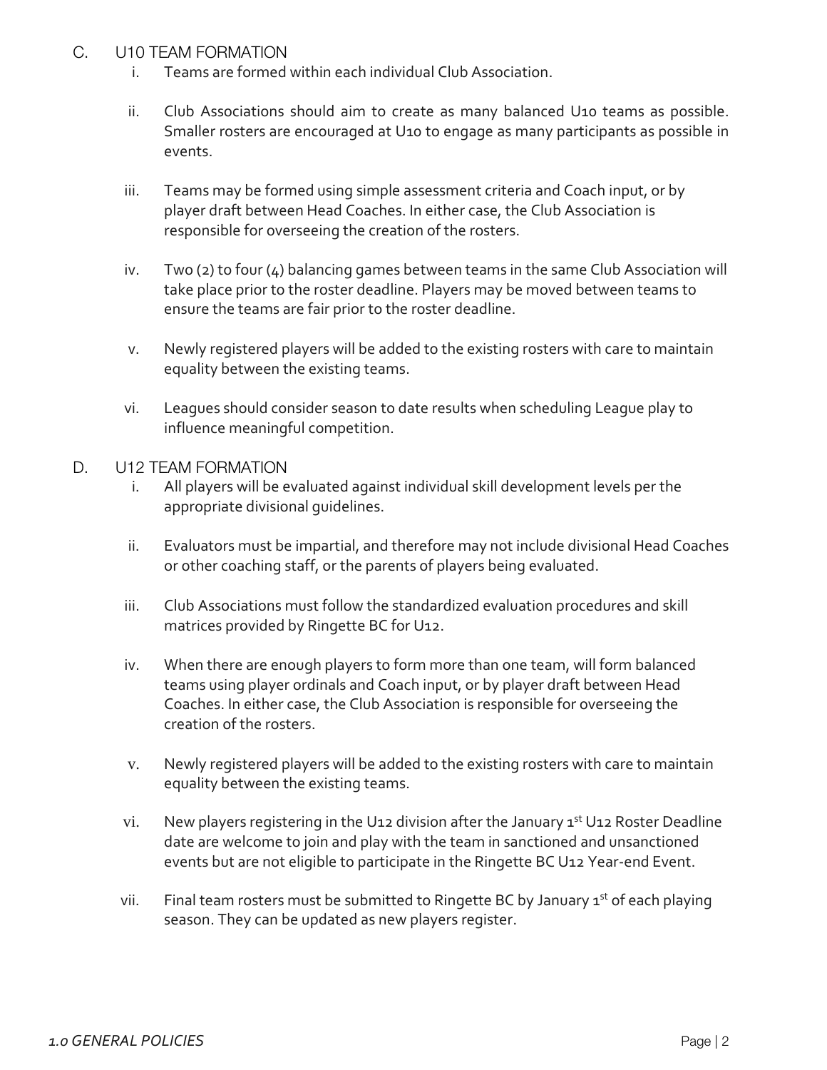## C. U10 TEAM FORMATION

i. Teams are formed within each individual Club Association.

ii. Club Associations should aim to create as many balanced U10 teams as possible. Smaller rosters are encouraged at U10 to engage as many participants as possible in events.

iii. Teams may be formed using simple assessment criteria and Coach input, or by player draft between Head Coaches. In either case, the Club Association is responsible for overseeing the creation of the rosters.

iv. Two (2) to four (4) balancing games between teams in the same Club Association will take place prior to the roster deadline. Players may be moved between teams to ensure the teams are fair prior to the roster deadline.

v. Newly registered players will be added to the existing rosters with care to maintain equality between the existing teams.

vi. Leagues should consider season to date results when scheduling League play to influence meaningful competition.

## D. U12 TEAM FORMATION

i. All players will be evaluated against individual skill development levels per the appropriate divisional guidelines.

ii. Evaluators must be impartial, and therefore may not include divisional Head Coaches or other coaching staff, or the parents of players being evaluated.

iii. Club Associations must follow the standardized evaluation procedures and skill matrices provided by Ringette BC for U12.

iv. When there are enough players to form more than one team, will form balanced teams using player ordinals and Coach input, or by player draft between Head Coaches. In either case, the Club Association is responsible for overseeing the creation of the rosters.

v. Newly registered players will be added to the existing rosters with care to maintain equality between the existing teams.

vi. New players registering in the U12 division after the January 1st U12 Roster Deadline date are welcome to join and play with the team in sanctioned and unsanctioned events but are not eligible to participate in the Ringette BC U12 Year-end Event.

vii. Final team rosters must be submitted to Ringette BC by January 1st of each playing season. They can be updated as new players register.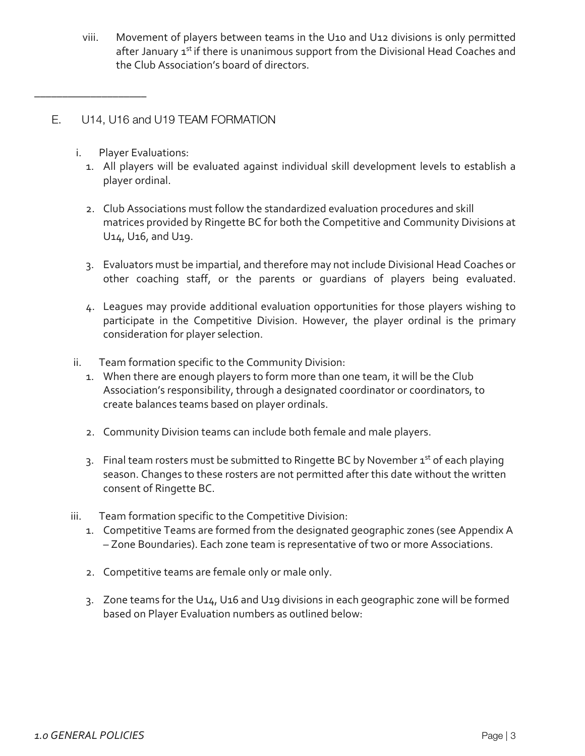viii. Movement of players between teams in the U10 and U12 divisions is only permitted after January 1st if there is unanimous support from the Divisional Head Coaches and the Club Association's board of directors.

---

## E. U14, U16 and U19 TEAM FORMATION

i. Player Evaluations:

1. All players will be evaluated against individual skill development levels to establish a player ordinal.
2. Club Associations must follow the standardized evaluation procedures and skill matrices provided by Ringette BC for both the Competitive and Community Divisions at U14, U16, and U19.
3. Evaluators must be impartial, and therefore may not include Divisional Head Coaches or other coaching staff, or the parents or guardians of players being evaluated.
4. Leagues may provide additional evaluation opportunities for those players wishing to participate in the Competitive Division. However, the player ordinal is the primary consideration for player selection.

ii. Team formation specific to the Community Division:

1. When there are enough players to form more than one team, it will be the Club Association's responsibility, through a designated coordinator or coordinators, to create balances teams based on player ordinals.
2. Community Division teams can include both female and male players.
3. Final team rosters must be submitted to Ringette BC by November 1st of each playing season. Changes to these rosters are not permitted after this date without the written consent of Ringette BC.

iii. Team formation specific to the Competitive Division:

1. Competitive Teams are formed from the designated geographic zones (see Appendix A – Zone Boundaries). Each zone team is representative of two or more Associations.
2. Competitive teams are female only or male only.
3. Zone teams for the U14, U16 and U19 divisions in each geographic zone will be formed based on Player Evaluation numbers as outlined below: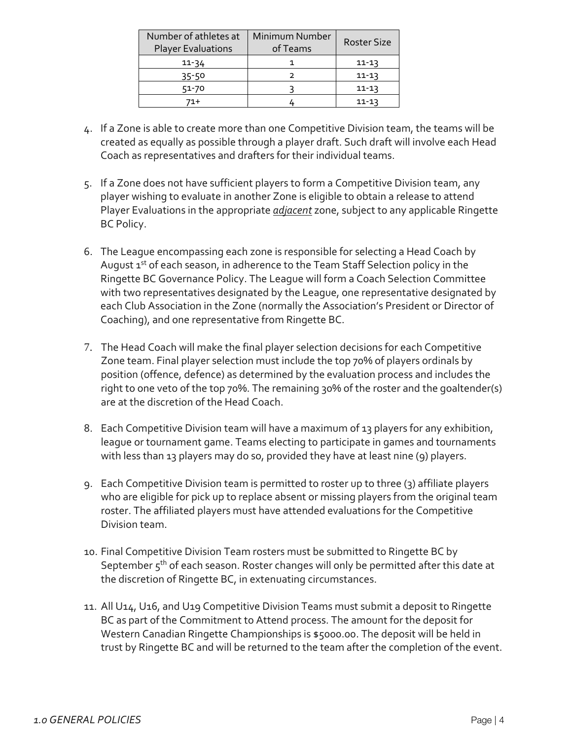| Number of athletes at Player Evaluations | Minimum Number of Teams | Roster Size |
| --- | --- | --- |
| 11-34 | 1 | 11-13 |
| 35-50 | 2 | 11-13 |
| 51-70 | 3 | 11-13 |
| 71+ | 4 | 11-13 |

4. If a Zone is able to create more than one Competitive Division team, the teams will be created as equally as possible through a player draft. Such draft will involve each Head Coach as representatives and drafters for their individual teams.

5. If a Zone does not have sufficient players to form a Competitive Division team, any player wishing to evaluate in another Zone is eligible to obtain a release to attend Player Evaluations in the appropriate ***adjacent*** zone, subject to any applicable Ringette BC Policy.

6. The League encompassing each zone is responsible for selecting a Head Coach by August 1st of each season, in adherence to the Team Staff Selection policy in the Ringette BC Governance Policy. The League will form a Coach Selection Committee with two representatives designated by the League, one representative designated by each Club Association in the Zone (normally the Association's President or Director of Coaching), and one representative from Ringette BC.

7. The Head Coach will make the final player selection decisions for each Competitive Zone team. Final player selection must include the top 70% of players ordinals by position (offence, defence) as determined by the evaluation process and includes the right to one veto of the top 70%. The remaining 30% of the roster and the goaltender(s) are at the discretion of the Head Coach.

8. Each Competitive Division team will have a maximum of 13 players for any exhibition, league or tournament game. Teams electing to participate in games and tournaments with less than 13 players may do so, provided they have at least nine (9) players.

9. Each Competitive Division team is permitted to roster up to three (3) affiliate players who are eligible for pick up to replace absent or missing players from the original team roster. The affiliated players must have attended evaluations for the Competitive Division team.

10. Final Competitive Division Team rosters must be submitted to Ringette BC by September 5th of each season. Roster changes will only be permitted after this date at the discretion of Ringette BC, in extenuating circumstances.

11. All U14, U16, and U19 Competitive Division Teams must submit a deposit to Ringette BC as part of the Commitment to Attend process. The amount for the deposit for Western Canadian Ringette Championships is $5000.00. The deposit will be held in trust by Ringette BC and will be returned to the team after the completion of the event.